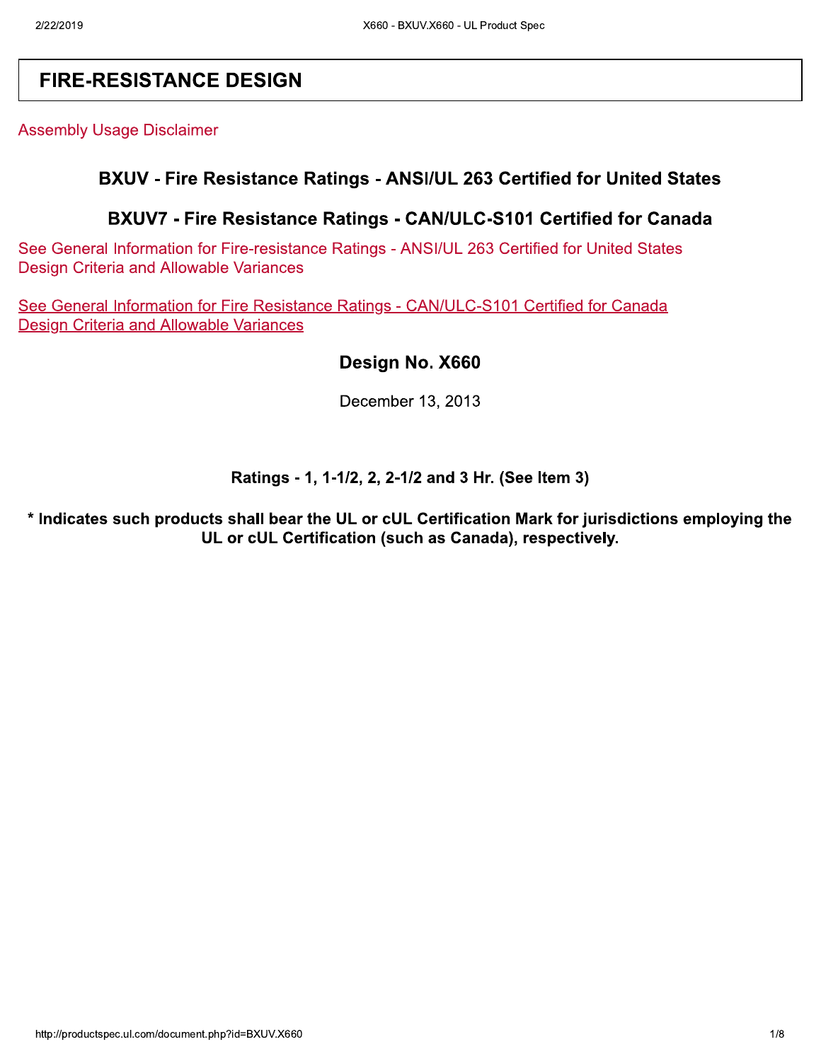# FIRE-RESISTANCE DESIGN

Assembly Usage Disclaimer

## BXUV - Fire Resistance Ratings - ANSI/UL 263 Certified for United States

## BXUV7 - Fire Resistance Ratings - CAN/ULC-S101 Certified for Canada

See General Information for Fire-resistance Ratings - ANSI/UL 263 Certified for United States
Design Criteria and Allowable Variances

See General Information for Fire Resistance Ratings - CAN/ULC-S101 Certified for Canada
Design Criteria and Allowable Variances

## Design No. X660

December 13, 2013

**Ratings - 1, 1-1/2, 2, 2-1/2 and 3 Hr. (See Item 3)**

**\* Indicates such products shall bear the UL or cUL Certification Mark for jurisdictions employing the UL or cUL Certification (such as Canada), respectively.**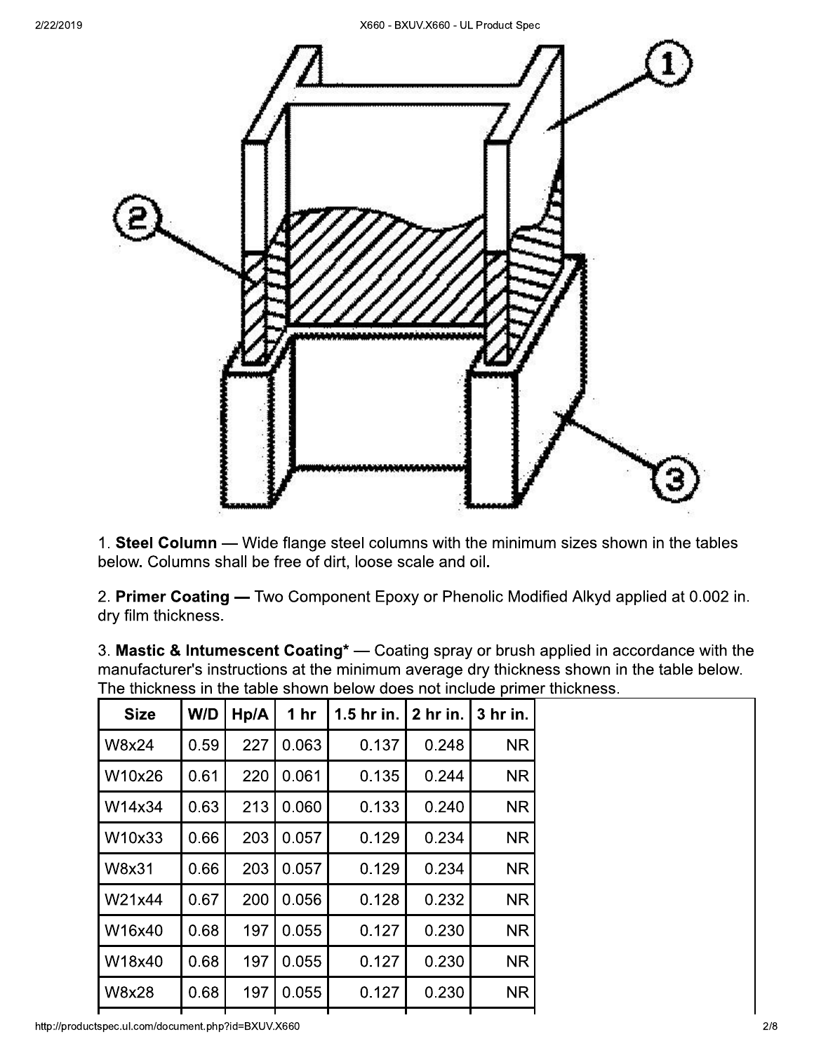1. **Steel Column** — Wide flange steel columns with the minimum sizes shown in the tables below. Columns shall be free of dirt, loose scale and oil.

2. **Primer Coating —** Two Component Epoxy or Phenolic Modified Alkyd applied at 0.002 in. dry film thickness.

3. **Mastic & Intumescent Coating*** — Coating spray or brush applied in accordance with the manufacturer's instructions at the minimum average dry thickness shown in the table below. The thickness in the table shown below does not include primer thickness.

| Size | W/D | Hp/A | 1 hr | 1.5 hr in. | 2 hr in. | 3 hr in. |
|---|---|---|---|---|---|---|
| W8x24 | 0.59 | 227 | 0.063 | 0.137 | 0.248 | NR |
| W10x26 | 0.61 | 220 | 0.061 | 0.135 | 0.244 | NR |
| W14x34 | 0.63 | 213 | 0.060 | 0.133 | 0.240 | NR |
| W10x33 | 0.66 | 203 | 0.057 | 0.129 | 0.234 | NR |
| W8x31 | 0.66 | 203 | 0.057 | 0.129 | 0.234 | NR |
| W21x44 | 0.67 | 200 | 0.056 | 0.128 | 0.232 | NR |
| W16x40 | 0.68 | 197 | 0.055 | 0.127 | 0.230 | NR |
| W18x40 | 0.68 | 197 | 0.055 | 0.127 | 0.230 | NR |
| W8x28 | 0.68 | 197 | 0.055 | 0.127 | 0.230 | NR |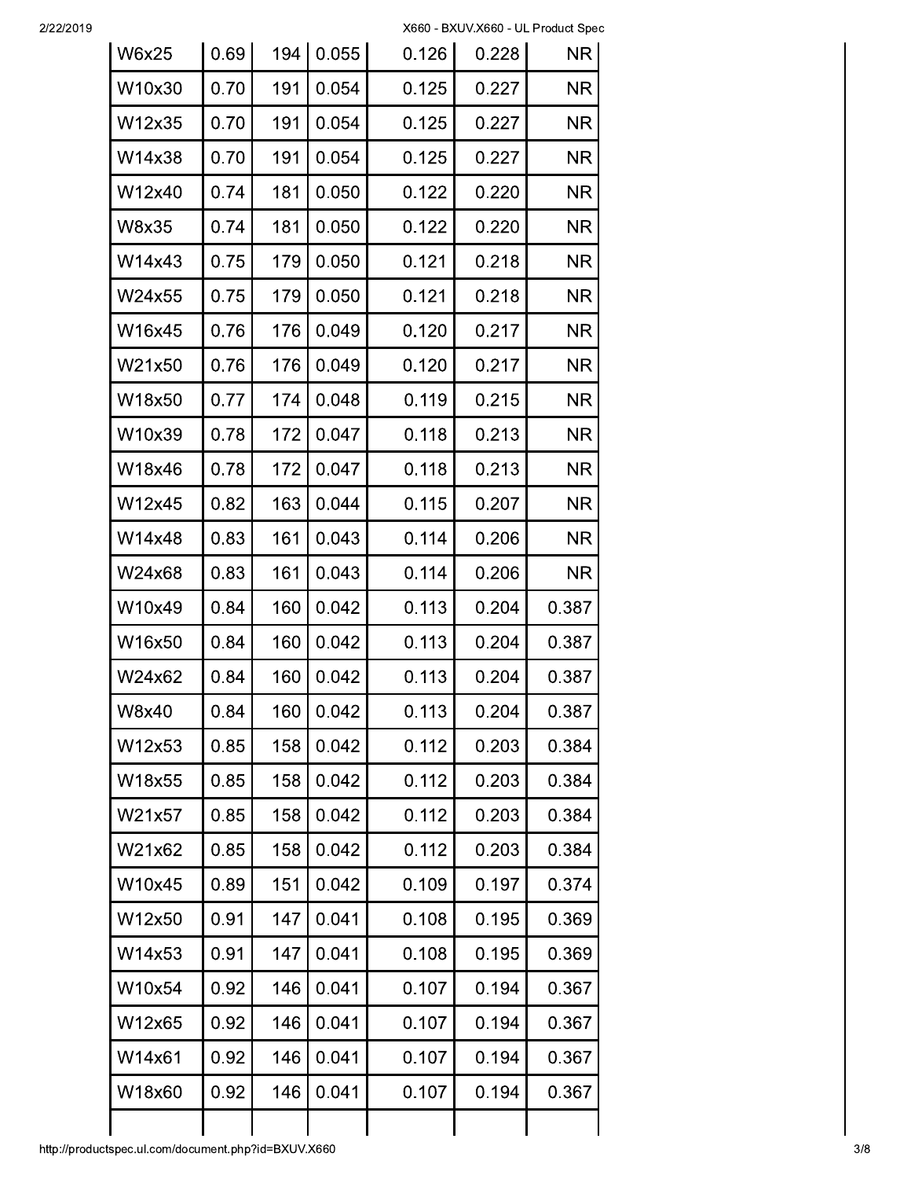| | | | | | | |
|---|---|---|---|---|---|---|
| W6x25 | 0.69 | 194 | 0.055 | 0.126 | 0.228 | NR |
| W10x30 | 0.70 | 191 | 0.054 | 0.125 | 0.227 | NR |
| W12x35 | 0.70 | 191 | 0.054 | 0.125 | 0.227 | NR |
| W14x38 | 0.70 | 191 | 0.054 | 0.125 | 0.227 | NR |
| W12x40 | 0.74 | 181 | 0.050 | 0.122 | 0.220 | NR |
| W8x35 | 0.74 | 181 | 0.050 | 0.122 | 0.220 | NR |
| W14x43 | 0.75 | 179 | 0.050 | 0.121 | 0.218 | NR |
| W24x55 | 0.75 | 179 | 0.050 | 0.121 | 0.218 | NR |
| W16x45 | 0.76 | 176 | 0.049 | 0.120 | 0.217 | NR |
| W21x50 | 0.76 | 176 | 0.049 | 0.120 | 0.217 | NR |
| W18x50 | 0.77 | 174 | 0.048 | 0.119 | 0.215 | NR |
| W10x39 | 0.78 | 172 | 0.047 | 0.118 | 0.213 | NR |
| W18x46 | 0.78 | 172 | 0.047 | 0.118 | 0.213 | NR |
| W12x45 | 0.82 | 163 | 0.044 | 0.115 | 0.207 | NR |
| W14x48 | 0.83 | 161 | 0.043 | 0.114 | 0.206 | NR |
| W24x68 | 0.83 | 161 | 0.043 | 0.114 | 0.206 | NR |
| W10x49 | 0.84 | 160 | 0.042 | 0.113 | 0.204 | 0.387 |
| W16x50 | 0.84 | 160 | 0.042 | 0.113 | 0.204 | 0.387 |
| W24x62 | 0.84 | 160 | 0.042 | 0.113 | 0.204 | 0.387 |
| W8x40 | 0.84 | 160 | 0.042 | 0.113 | 0.204 | 0.387 |
| W12x53 | 0.85 | 158 | 0.042 | 0.112 | 0.203 | 0.384 |
| W18x55 | 0.85 | 158 | 0.042 | 0.112 | 0.203 | 0.384 |
| W21x57 | 0.85 | 158 | 0.042 | 0.112 | 0.203 | 0.384 |
| W21x62 | 0.85 | 158 | 0.042 | 0.112 | 0.203 | 0.384 |
| W10x45 | 0.89 | 151 | 0.042 | 0.109 | 0.197 | 0.374 |
| W12x50 | 0.91 | 147 | 0.041 | 0.108 | 0.195 | 0.369 |
| W14x53 | 0.91 | 147 | 0.041 | 0.108 | 0.195 | 0.369 |
| W10x54 | 0.92 | 146 | 0.041 | 0.107 | 0.194 | 0.367 |
| W12x65 | 0.92 | 146 | 0.041 | 0.107 | 0.194 | 0.367 |
| W14x61 | 0.92 | 146 | 0.041 | 0.107 | 0.194 | 0.367 |
| W18x60 | 0.92 | 146 | 0.041 | 0.107 | 0.194 | 0.367 |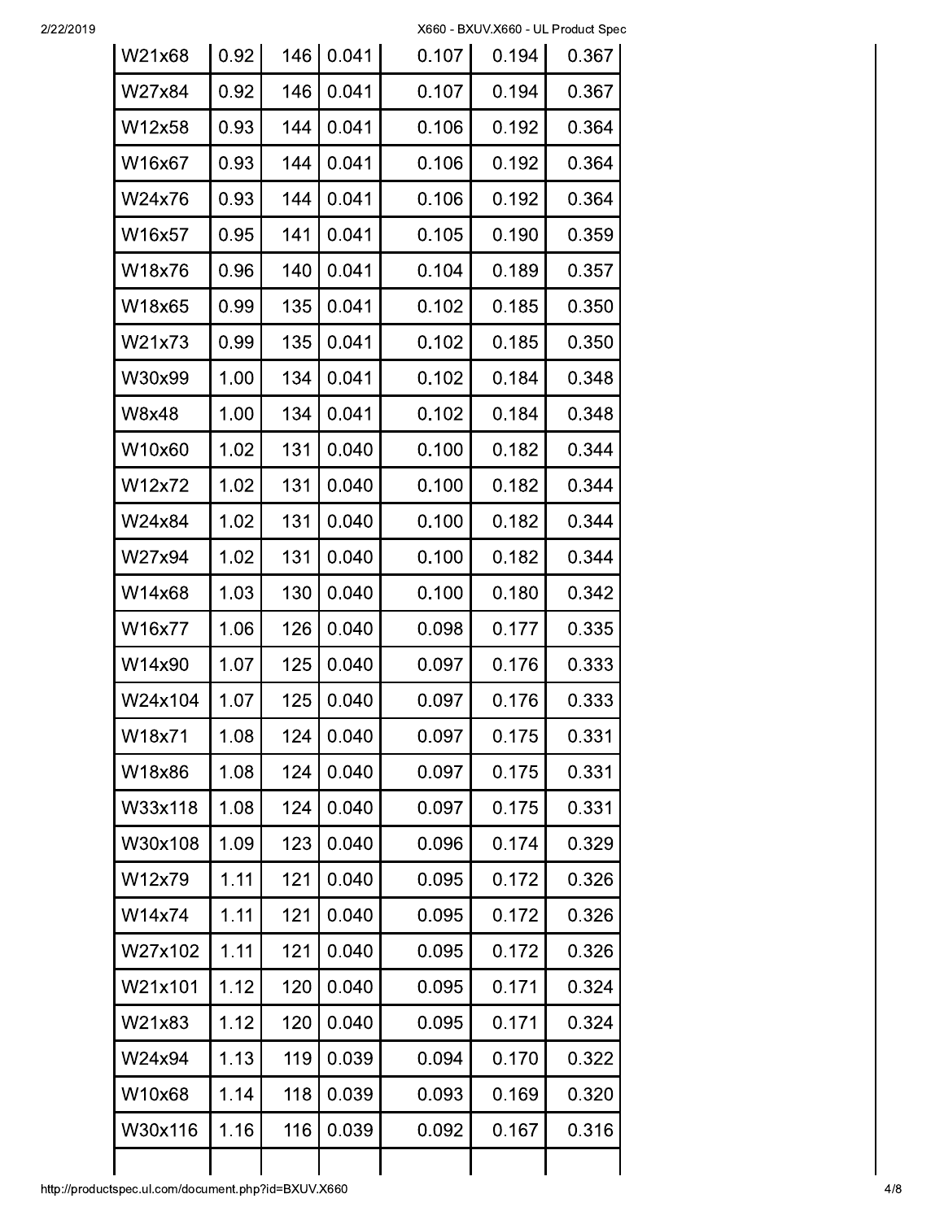| | | | | | | |
|---|---|---|---|---|---|---|
| W21x68 | 0.92 | 146 | 0.041 | 0.107 | 0.194 | 0.367 |
| W27x84 | 0.92 | 146 | 0.041 | 0.107 | 0.194 | 0.367 |
| W12x58 | 0.93 | 144 | 0.041 | 0.106 | 0.192 | 0.364 |
| W16x67 | 0.93 | 144 | 0.041 | 0.106 | 0.192 | 0.364 |
| W24x76 | 0.93 | 144 | 0.041 | 0.106 | 0.192 | 0.364 |
| W16x57 | 0.95 | 141 | 0.041 | 0.105 | 0.190 | 0.359 |
| W18x76 | 0.96 | 140 | 0.041 | 0.104 | 0.189 | 0.357 |
| W18x65 | 0.99 | 135 | 0.041 | 0.102 | 0.185 | 0.350 |
| W21x73 | 0.99 | 135 | 0.041 | 0.102 | 0.185 | 0.350 |
| W30x99 | 1.00 | 134 | 0.041 | 0.102 | 0.184 | 0.348 |
| W8x48 | 1.00 | 134 | 0.041 | 0.102 | 0.184 | 0.348 |
| W10x60 | 1.02 | 131 | 0.040 | 0.100 | 0.182 | 0.344 |
| W12x72 | 1.02 | 131 | 0.040 | 0.100 | 0.182 | 0.344 |
| W24x84 | 1.02 | 131 | 0.040 | 0.100 | 0.182 | 0.344 |
| W27x94 | 1.02 | 131 | 0.040 | 0.100 | 0.182 | 0.344 |
| W14x68 | 1.03 | 130 | 0.040 | 0.100 | 0.180 | 0.342 |
| W16x77 | 1.06 | 126 | 0.040 | 0.098 | 0.177 | 0.335 |
| W14x90 | 1.07 | 125 | 0.040 | 0.097 | 0.176 | 0.333 |
| W24x104 | 1.07 | 125 | 0.040 | 0.097 | 0.176 | 0.333 |
| W18x71 | 1.08 | 124 | 0.040 | 0.097 | 0.175 | 0.331 |
| W18x86 | 1.08 | 124 | 0.040 | 0.097 | 0.175 | 0.331 |
| W33x118 | 1.08 | 124 | 0.040 | 0.097 | 0.175 | 0.331 |
| W30x108 | 1.09 | 123 | 0.040 | 0.096 | 0.174 | 0.329 |
| W12x79 | 1.11 | 121 | 0.040 | 0.095 | 0.172 | 0.326 |
| W14x74 | 1.11 | 121 | 0.040 | 0.095 | 0.172 | 0.326 |
| W27x102 | 1.11 | 121 | 0.040 | 0.095 | 0.172 | 0.326 |
| W21x101 | 1.12 | 120 | 0.040 | 0.095 | 0.171 | 0.324 |
| W21x83 | 1.12 | 120 | 0.040 | 0.095 | 0.171 | 0.324 |
| W24x94 | 1.13 | 119 | 0.039 | 0.094 | 0.170 | 0.322 |
| W10x68 | 1.14 | 118 | 0.039 | 0.093 | 0.169 | 0.320 |
| W30x116 | 1.16 | 116 | 0.039 | 0.092 | 0.167 | 0.316 |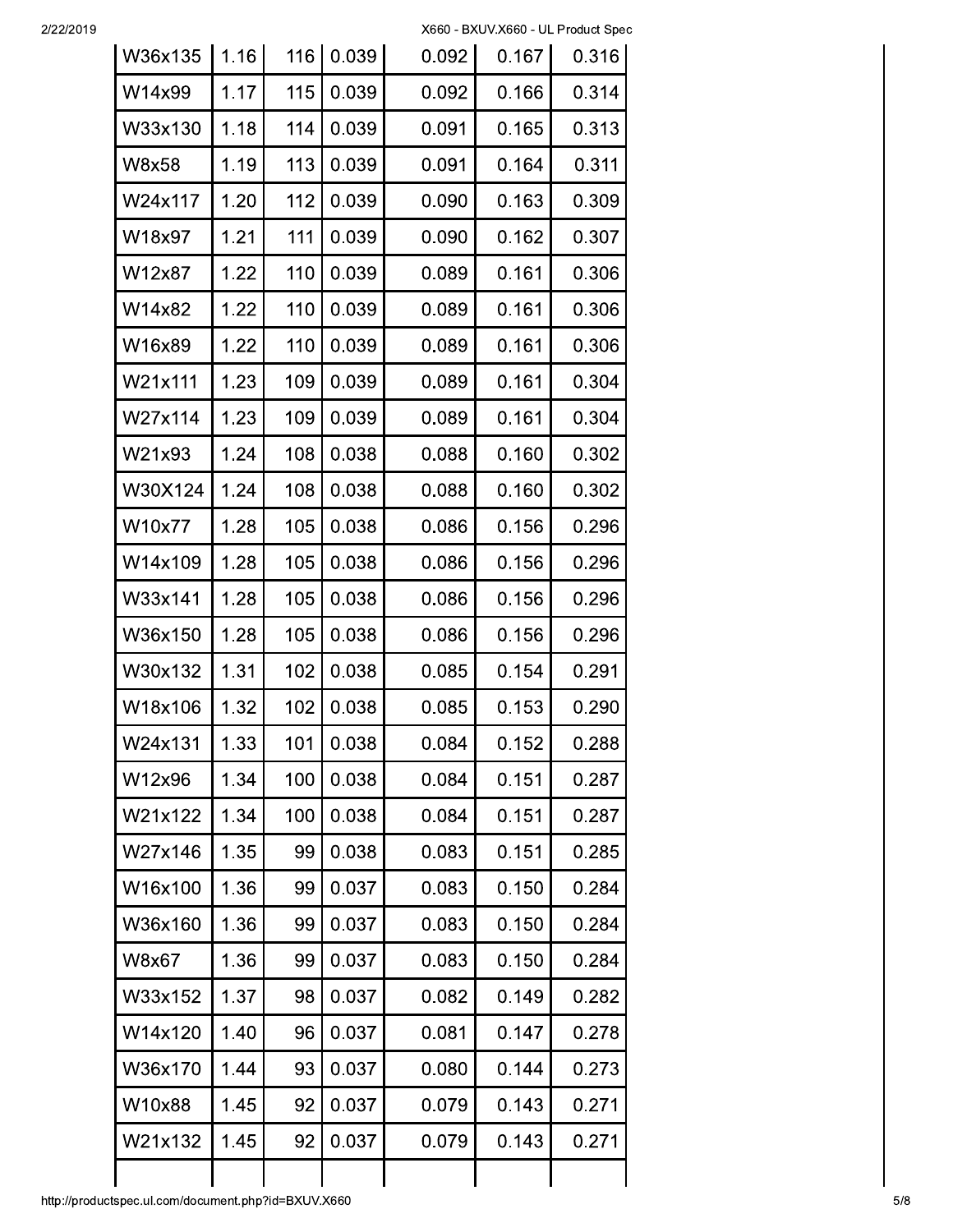| | | | | | | |
|---|---|---|---|---|---|---|
| W36x135 | 1.16 | 116 | 0.039 | 0.092 | 0.167 | 0.316 |
| W14x99 | 1.17 | 115 | 0.039 | 0.092 | 0.166 | 0.314 |
| W33x130 | 1.18 | 114 | 0.039 | 0.091 | 0.165 | 0.313 |
| W8x58 | 1.19 | 113 | 0.039 | 0.091 | 0.164 | 0.311 |
| W24x117 | 1.20 | 112 | 0.039 | 0.090 | 0.163 | 0.309 |
| W18x97 | 1.21 | 111 | 0.039 | 0.090 | 0.162 | 0.307 |
| W12x87 | 1.22 | 110 | 0.039 | 0.089 | 0.161 | 0.306 |
| W14x82 | 1.22 | 110 | 0.039 | 0.089 | 0.161 | 0.306 |
| W16x89 | 1.22 | 110 | 0.039 | 0.089 | 0.161 | 0.306 |
| W21x111 | 1.23 | 109 | 0.039 | 0.089 | 0.161 | 0.304 |
| W27x114 | 1.23 | 109 | 0.039 | 0.089 | 0.161 | 0.304 |
| W21x93 | 1.24 | 108 | 0.038 | 0.088 | 0.160 | 0.302 |
| W30X124 | 1.24 | 108 | 0.038 | 0.088 | 0.160 | 0.302 |
| W10x77 | 1.28 | 105 | 0.038 | 0.086 | 0.156 | 0.296 |
| W14x109 | 1.28 | 105 | 0.038 | 0.086 | 0.156 | 0.296 |
| W33x141 | 1.28 | 105 | 0.038 | 0.086 | 0.156 | 0.296 |
| W36x150 | 1.28 | 105 | 0.038 | 0.086 | 0.156 | 0.296 |
| W30x132 | 1.31 | 102 | 0.038 | 0.085 | 0.154 | 0.291 |
| W18x106 | 1.32 | 102 | 0.038 | 0.085 | 0.153 | 0.290 |
| W24x131 | 1.33 | 101 | 0.038 | 0.084 | 0.152 | 0.288 |
| W12x96 | 1.34 | 100 | 0.038 | 0.084 | 0.151 | 0.287 |
| W21x122 | 1.34 | 100 | 0.038 | 0.084 | 0.151 | 0.287 |
| W27x146 | 1.35 | 99 | 0.038 | 0.083 | 0.151 | 0.285 |
| W16x100 | 1.36 | 99 | 0.037 | 0.083 | 0.150 | 0.284 |
| W36x160 | 1.36 | 99 | 0.037 | 0.083 | 0.150 | 0.284 |
| W8x67 | 1.36 | 99 | 0.037 | 0.083 | 0.150 | 0.284 |
| W33x152 | 1.37 | 98 | 0.037 | 0.082 | 0.149 | 0.282 |
| W14x120 | 1.40 | 96 | 0.037 | 0.081 | 0.147 | 0.278 |
| W36x170 | 1.44 | 93 | 0.037 | 0.080 | 0.144 | 0.273 |
| W10x88 | 1.45 | 92 | 0.037 | 0.079 | 0.143 | 0.271 |
| W21x132 | 1.45 | 92 | 0.037 | 0.079 | 0.143 | 0.271 |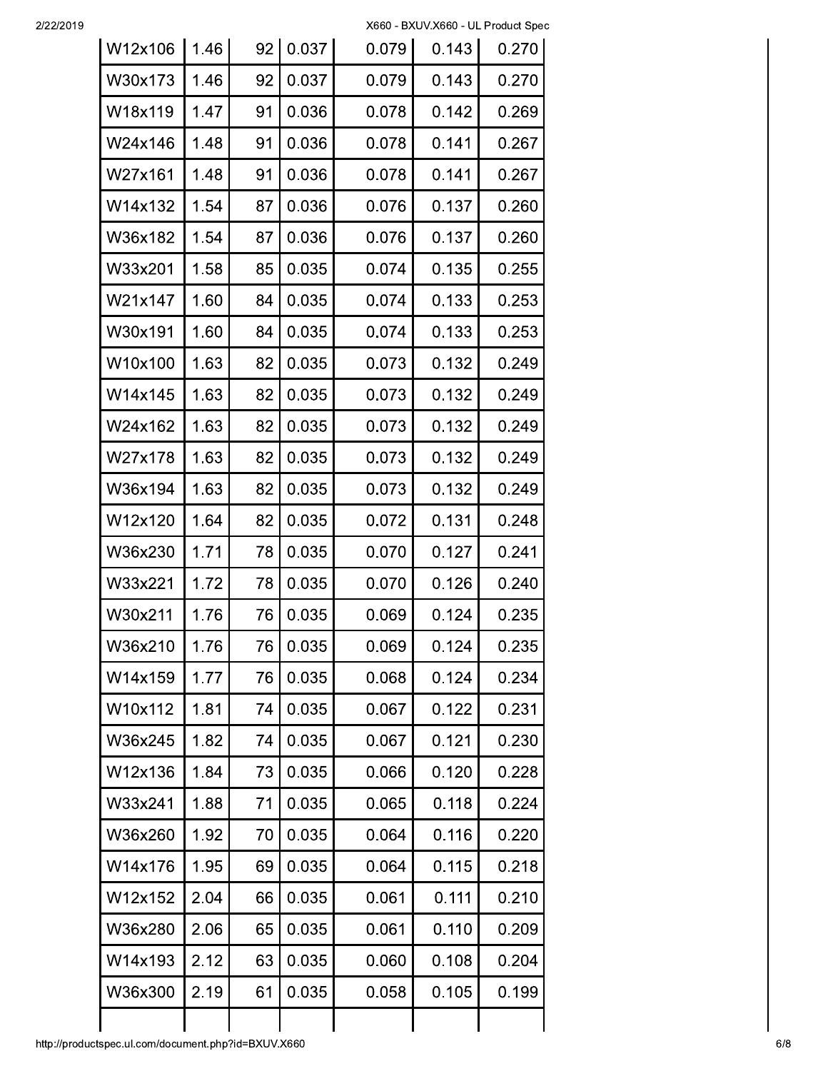| | | | | | | |
|---|---|---|---|---|---|---|
| W12x106 | 1.46 | 92 | 0.037 | 0.079 | 0.143 | 0.270 |
| W30x173 | 1.46 | 92 | 0.037 | 0.079 | 0.143 | 0.270 |
| W18x119 | 1.47 | 91 | 0.036 | 0.078 | 0.142 | 0.269 |
| W24x146 | 1.48 | 91 | 0.036 | 0.078 | 0.141 | 0.267 |
| W27x161 | 1.48 | 91 | 0.036 | 0.078 | 0.141 | 0.267 |
| W14x132 | 1.54 | 87 | 0.036 | 0.076 | 0.137 | 0.260 |
| W36x182 | 1.54 | 87 | 0.036 | 0.076 | 0.137 | 0.260 |
| W33x201 | 1.58 | 85 | 0.035 | 0.074 | 0.135 | 0.255 |
| W21x147 | 1.60 | 84 | 0.035 | 0.074 | 0.133 | 0.253 |
| W30x191 | 1.60 | 84 | 0.035 | 0.074 | 0.133 | 0.253 |
| W10x100 | 1.63 | 82 | 0.035 | 0.073 | 0.132 | 0.249 |
| W14x145 | 1.63 | 82 | 0.035 | 0.073 | 0.132 | 0.249 |
| W24x162 | 1.63 | 82 | 0.035 | 0.073 | 0.132 | 0.249 |
| W27x178 | 1.63 | 82 | 0.035 | 0.073 | 0.132 | 0.249 |
| W36x194 | 1.63 | 82 | 0.035 | 0.073 | 0.132 | 0.249 |
| W12x120 | 1.64 | 82 | 0.035 | 0.072 | 0.131 | 0.248 |
| W36x230 | 1.71 | 78 | 0.035 | 0.070 | 0.127 | 0.241 |
| W33x221 | 1.72 | 78 | 0.035 | 0.070 | 0.126 | 0.240 |
| W30x211 | 1.76 | 76 | 0.035 | 0.069 | 0.124 | 0.235 |
| W36x210 | 1.76 | 76 | 0.035 | 0.069 | 0.124 | 0.235 |
| W14x159 | 1.77 | 76 | 0.035 | 0.068 | 0.124 | 0.234 |
| W10x112 | 1.81 | 74 | 0.035 | 0.067 | 0.122 | 0.231 |
| W36x245 | 1.82 | 74 | 0.035 | 0.067 | 0.121 | 0.230 |
| W12x136 | 1.84 | 73 | 0.035 | 0.066 | 0.120 | 0.228 |
| W33x241 | 1.88 | 71 | 0.035 | 0.065 | 0.118 | 0.224 |
| W36x260 | 1.92 | 70 | 0.035 | 0.064 | 0.116 | 0.220 |
| W14x176 | 1.95 | 69 | 0.035 | 0.064 | 0.115 | 0.218 |
| W12x152 | 2.04 | 66 | 0.035 | 0.061 | 0.111 | 0.210 |
| W36x280 | 2.06 | 65 | 0.035 | 0.061 | 0.110 | 0.209 |
| W14x193 | 2.12 | 63 | 0.035 | 0.060 | 0.108 | 0.204 |
| W36x300 | 2.19 | 61 | 0.035 | 0.058 | 0.105 | 0.199 |
| | | | | | | |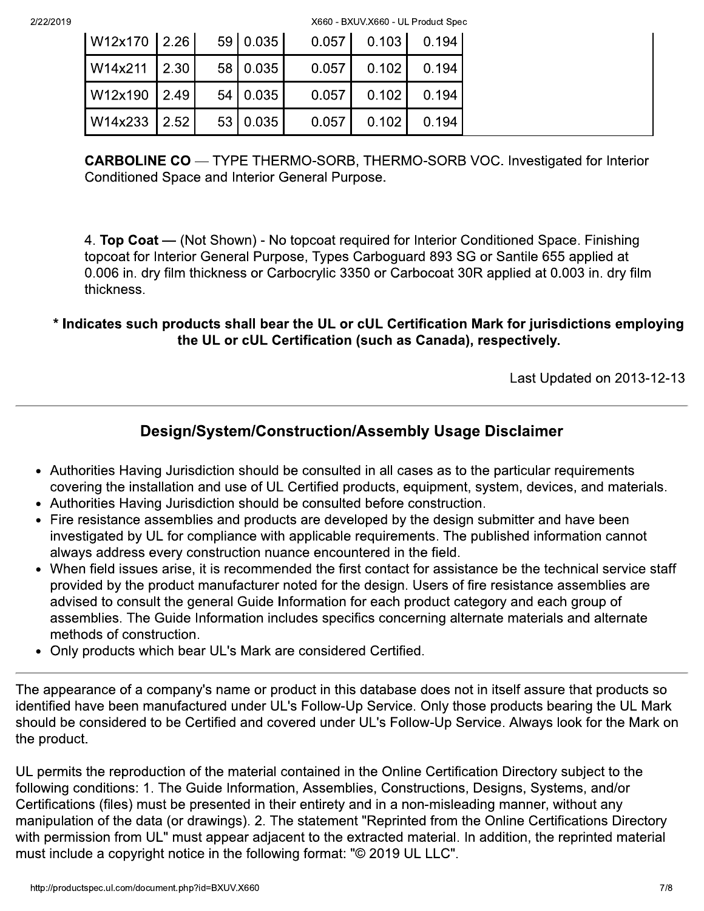| | | | | | | |
|---|---|---|---|---|---|---|
| W12x170 | 2.26 | 59 | 0.035 | 0.057 | 0.103 | 0.194 |
| W14x211 | 2.30 | 58 | 0.035 | 0.057 | 0.102 | 0.194 |
| W12x190 | 2.49 | 54 | 0.035 | 0.057 | 0.102 | 0.194 |
| W14x233 | 2.52 | 53 | 0.035 | 0.057 | 0.102 | 0.194 |

**CARBOLINE CO** — TYPE THERMO-SORB, THERMO-SORB VOC. Investigated for Interior Conditioned Space and Interior General Purpose.

4. **Top Coat** — (Not Shown) - No topcoat required for Interior Conditioned Space. Finishing topcoat for Interior General Purpose, Types Carboguard 893 SG or Santile 655 applied at 0.006 in. dry film thickness or Carbocrylic 3350 or Carbocoat 30R applied at 0.003 in. dry film thickness.

**\* Indicates such products shall bear the UL or cUL Certification Mark for jurisdictions employing the UL or cUL Certification (such as Canada), respectively.**

Last Updated on 2013-12-13

## Design/System/Construction/Assembly Usage Disclaimer

- Authorities Having Jurisdiction should be consulted in all cases as to the particular requirements covering the installation and use of UL Certified products, equipment, system, devices, and materials.
- Authorities Having Jurisdiction should be consulted before construction.
- Fire resistance assemblies and products are developed by the design submitter and have been investigated by UL for compliance with applicable requirements. The published information cannot always address every construction nuance encountered in the field.
- When field issues arise, it is recommended the first contact for assistance be the technical service staff provided by the product manufacturer noted for the design. Users of fire resistance assemblies are advised to consult the general Guide Information for each product category and each group of assemblies. The Guide Information includes specifics concerning alternate materials and alternate methods of construction.
- Only products which bear UL's Mark are considered Certified.

The appearance of a company's name or product in this database does not in itself assure that products so identified have been manufactured under UL's Follow-Up Service. Only those products bearing the UL Mark should be considered to be Certified and covered under UL's Follow-Up Service. Always look for the Mark on the product.

UL permits the reproduction of the material contained in the Online Certification Directory subject to the following conditions: 1. The Guide Information, Assemblies, Constructions, Designs, Systems, and/or Certifications (files) must be presented in their entirety and in a non-misleading manner, without any manipulation of the data (or drawings). 2. The statement "Reprinted from the Online Certifications Directory with permission from UL" must appear adjacent to the extracted material. In addition, the reprinted material must include a copyright notice in the following format: "© 2019 UL LLC".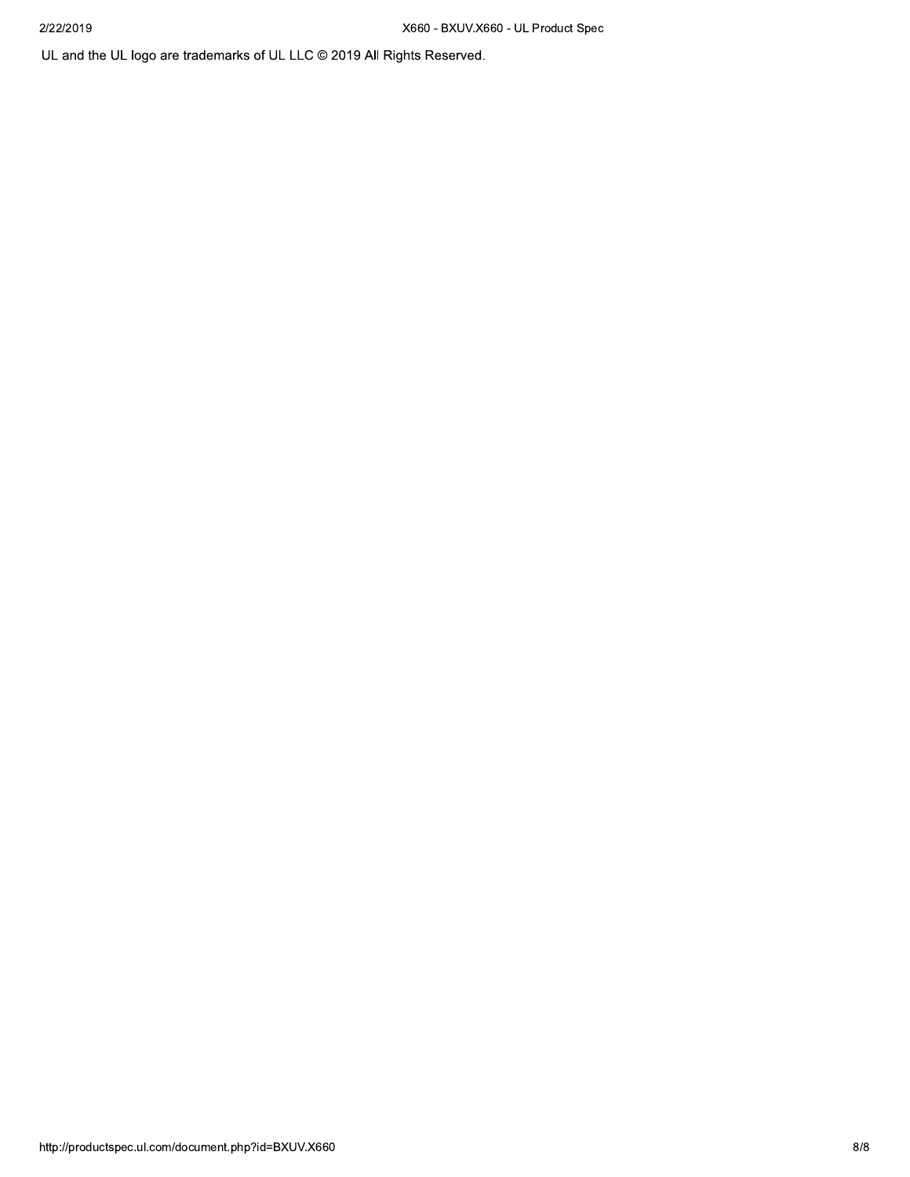UL and the UL logo are trademarks of UL LLC © 2019 All Rights Reserved.